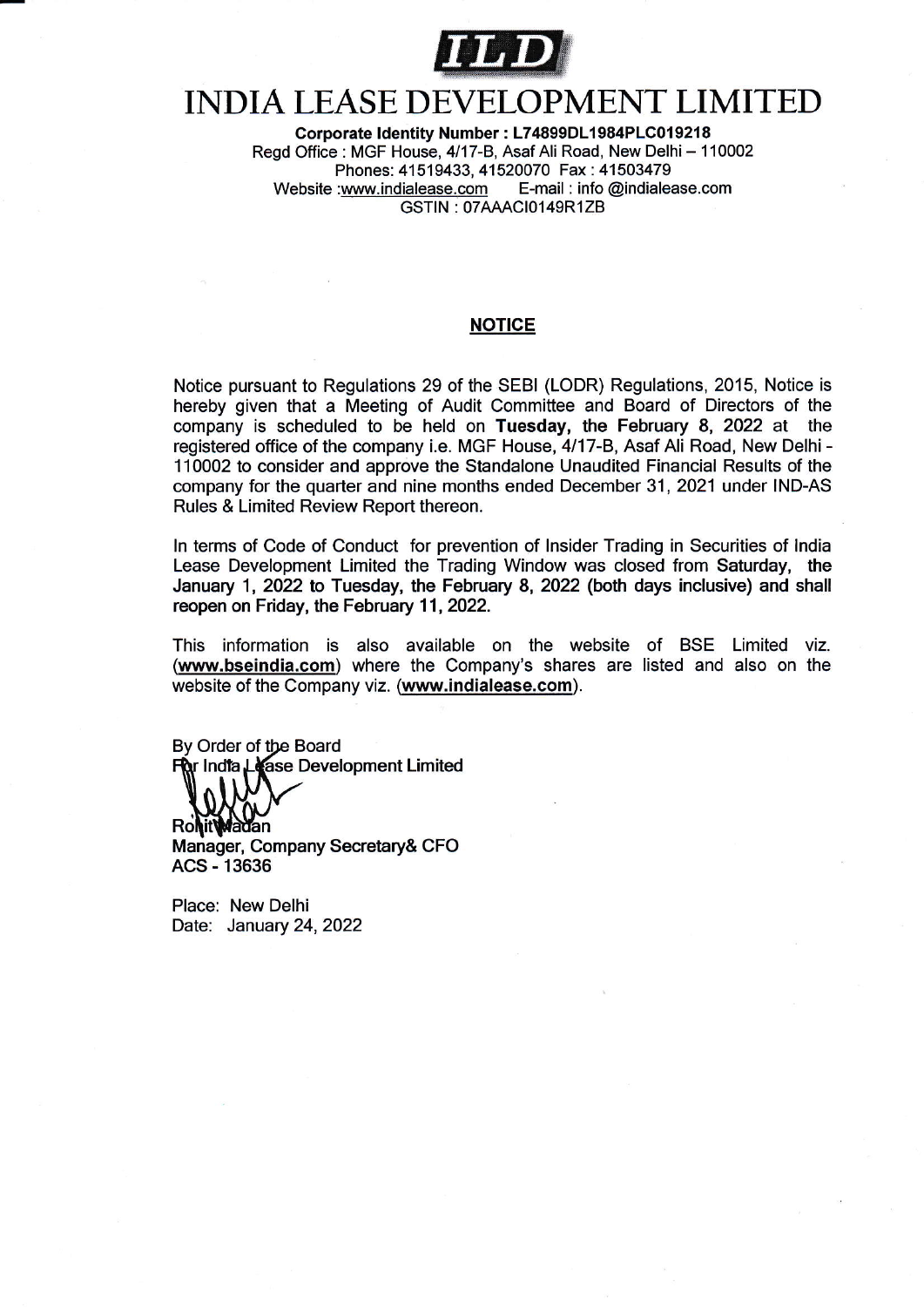# INDIA LEASE DEVELOPMENT LIMITED

**Corporate Identity Number : L74899DL1984PLC019218**
Regd Office : MGF House, 4/17-B, Asaf Ali Road, New Delhi – 110002
Phones: 41519433, 41520070 Fax : 41503479
Website :www.indialease.com E-mail : info @indialease.com
GSTIN : 07AAACI0149R1ZB

## NOTICE

Notice pursuant to Regulations 29 of the SEBI (LODR) Regulations, 2015, Notice is hereby given that a Meeting of Audit Committee and Board of Directors of the company is scheduled to be held on **Tuesday, the February 8, 2022** at the registered office of the company i.e. MGF House, 4/17-B, Asaf Ali Road, New Delhi - 110002 to consider and approve the Standalone Unaudited Financial Results of the company for the quarter and nine months ended December 31, 2021 under IND-AS Rules & Limited Review Report thereon.

In terms of Code of Conduct for prevention of Insider Trading in Securities of India Lease Development Limited the Trading Window was closed from **Saturday, the January 1, 2022 to Tuesday, the February 8, 2022 (both days inclusive) and shall reopen on Friday, the February 11, 2022.**

This information is also available on the website of BSE Limited viz. (**www.bseindia.com**) where the Company's shares are listed and also on the website of the Company viz. (**www.indialease.com**).

By Order of the Board
For India Lease Development Limited

Rohit Madan
Manager, Company Secretary& CFO
ACS - 13636

Place: New Delhi
Date: January 24, 2022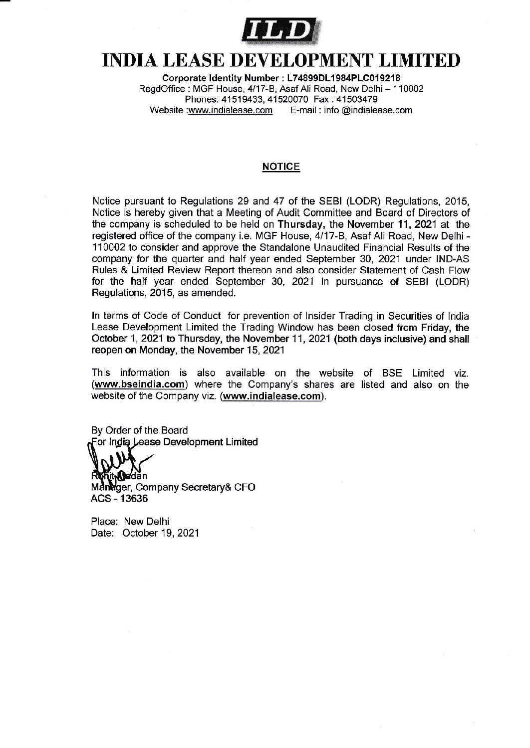# INDIA LEASE DEVELOPMENT LIMITED

**Corporate Identity Number : L74899DL1984PLC019218**
RegdOffice : MGF House, 4/17-B, Asaf Ali Road, New Delhi – 110002
Phones: 41519433, 41520070 Fax : 41503479
Website :www.indialease.com E-mail : info @indialease.com

## NOTICE

Notice pursuant to Regulations 29 and 47 of the SEBI (LODR) Regulations, 2015, Notice is hereby given that a Meeting of Audit Committee and Board of Directors of the company is scheduled to be held on **Thursday,** the **November 11, 2021** at the registered office of the company i.e. MGF House, 4/17-B, Asaf Ali Road, New Delhi - 110002 to consider and approve the Standalone Unaudited Financial Results of the company for the quarter and half year ended September 30, 2021 under IND-AS Rules & Limited Review Report thereon and also consider Statement of Cash Flow for the half year ended September 30, 2021 in pursuance of SEBI (LODR) Regulations, 2015, as amended.

In terms of Code of Conduct for prevention of Insider Trading in Securities of India Lease Development Limited the Trading Window has been closed from **Friday, the October 1, 2021 to Thursday, the November 11, 2021 (both days inclusive) and shall reopen on Monday, the November 15, 2021**

This information is also available on the website of BSE Limited viz. (**www.bseindia.com**) where the Company's shares are listed and also on the website of the Company viz. (**www.indialease.com**).

By Order of the Board
For India Lease Development Limited

Rohit Madan
Manager, Company Secretary& CFO
ACS - 13636

Place: New Delhi
Date: October 19, 2021